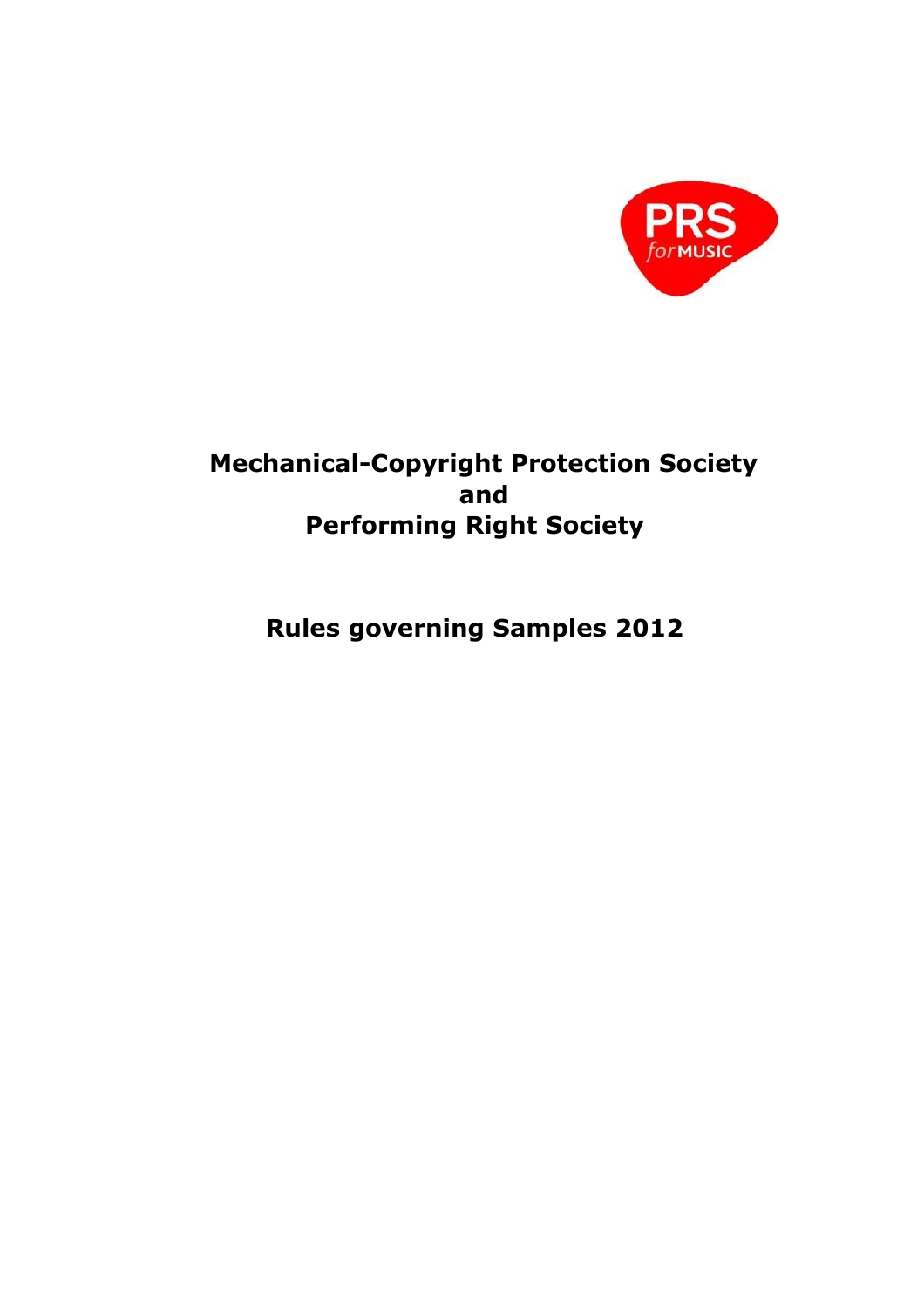# Mechanical-Copyright Protection Society
# and
# Performing Right Society

# Rules governing Samples 2012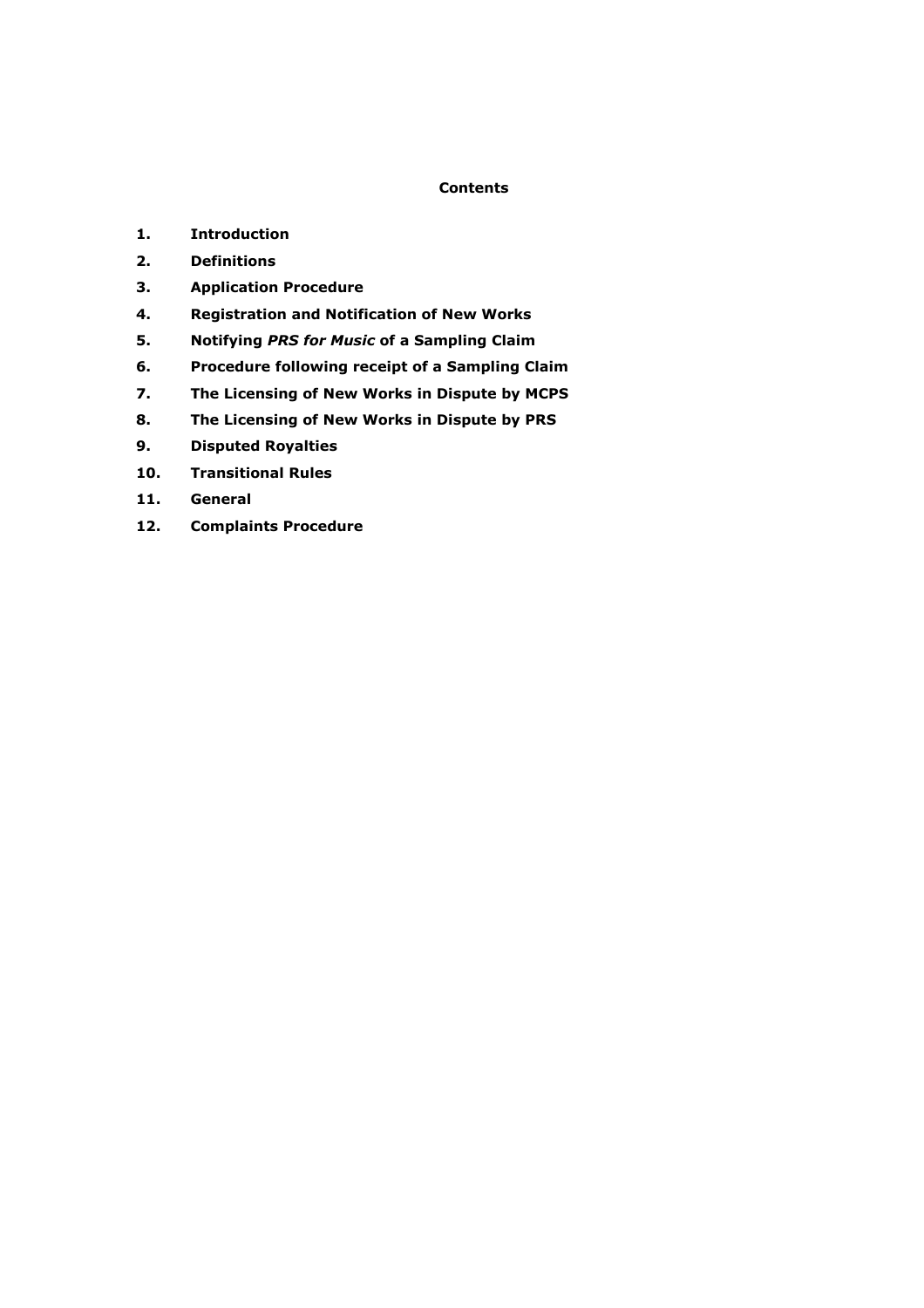**Contents**

1. **Introduction**
2. **Definitions**
3. **Application Procedure**
4. **Registration and Notification of New Works**
5. **Notifying *PRS for Music* of a Sampling Claim**
6. **Procedure following receipt of a Sampling Claim**
7. **The Licensing of New Works in Dispute by MCPS**
8. **The Licensing of New Works in Dispute by PRS**
9. **Disputed Royalties**
10. **Transitional Rules**
11. **General**
12. **Complaints Procedure**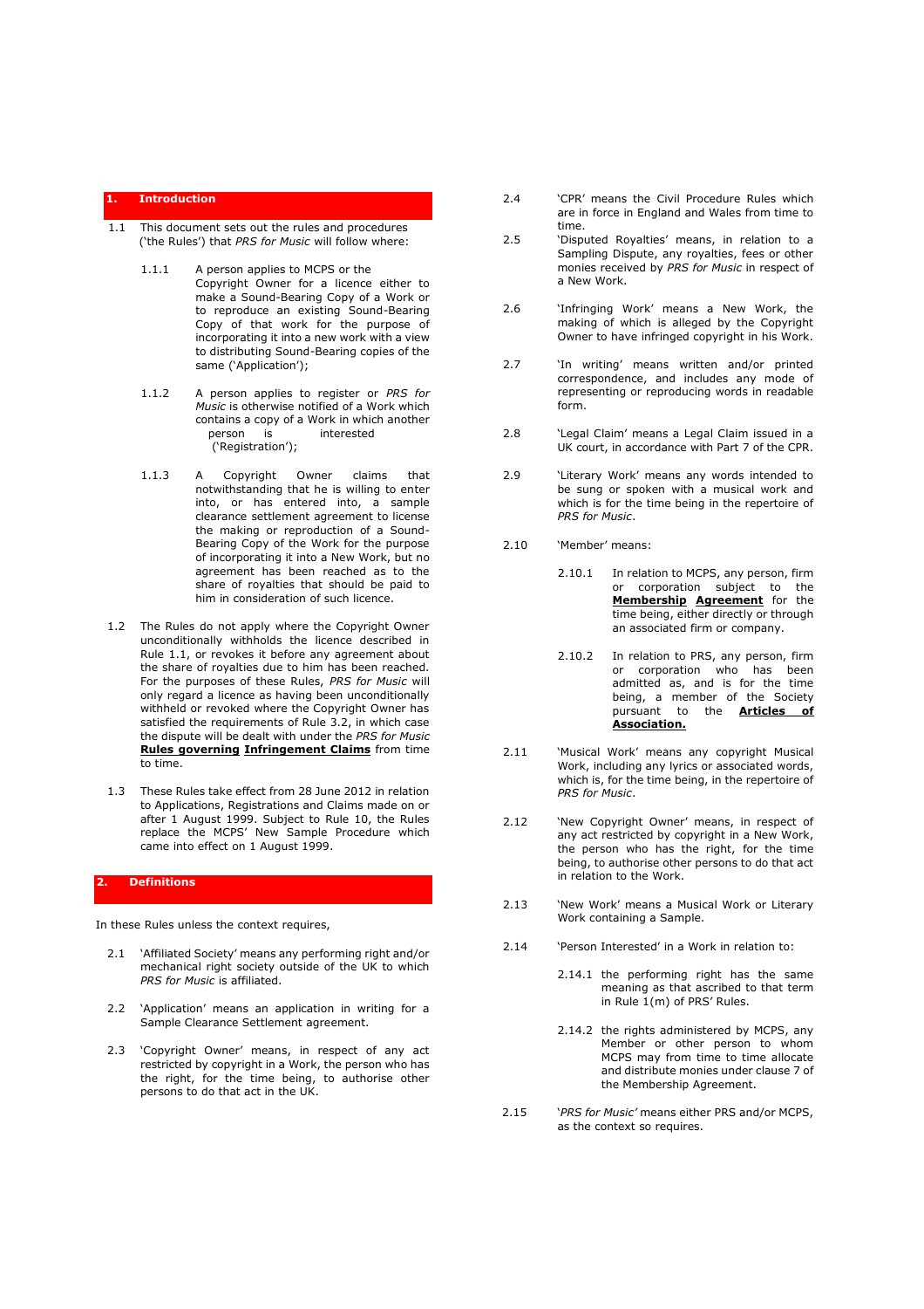## 1. Introduction

1.1 This document sets out the rules and procedures ('the Rules') that *PRS for Music* will follow where:

1.1.1 A person applies to MCPS or the Copyright Owner for a licence either to make a Sound-Bearing Copy of a Work or to reproduce an existing Sound-Bearing Copy of that work for the purpose of incorporating it into a new work with a view to distributing Sound-Bearing copies of the same ('Application');

1.1.2 A person applies to register or *PRS for Music* is otherwise notified of a Work which contains a copy of a Work in which another person is interested ('Registration');

1.1.3 A Copyright Owner claims that notwithstanding that he is willing to enter into, or has entered into, a sample clearance settlement agreement to license the making or reproduction of a Sound-Bearing Copy of the Work for the purpose of incorporating it into a New Work, but no agreement has been reached as to the share of royalties that should be paid to him in consideration of such licence.

1.2 The Rules do not apply where the Copyright Owner unconditionally withholds the licence described in Rule 1.1, or revokes it before any agreement about the share of royalties due to him has been reached. For the purposes of these Rules, *PRS for Music* will only regard a licence as having been unconditionally withheld or revoked where the Copyright Owner has satisfied the requirements of Rule 3.2, in which case the dispute will be dealt with under the *PRS for Music* **Rules governing Infringement Claims** from time to time.

1.3 These Rules take effect from 28 June 2012 in relation to Applications, Registrations and Claims made on or after 1 August 1999. Subject to Rule 10, the Rules replace the MCPS' New Sample Procedure which came into effect on 1 August 1999.

## 2. Definitions

In these Rules unless the context requires,

2.1 'Affiliated Society' means any performing right and/or mechanical right society outside of the UK to which *PRS for Music* is affiliated.

2.2 'Application' means an application in writing for a Sample Clearance Settlement agreement.

2.3 'Copyright Owner' means, in respect of any act restricted by copyright in a Work, the person who has the right, for the time being, to authorise other persons to do that act in the UK.

2.4 'CPR' means the Civil Procedure Rules which are in force in England and Wales from time to time.

2.5 'Disputed Royalties' means, in relation to a Sampling Dispute, any royalties, fees or other monies received by *PRS for Music* in respect of a New Work.

2.6 'Infringing Work' means a New Work, the making of which is alleged by the Copyright Owner to have infringed copyright in his Work.

2.7 'In writing' means written and/or printed correspondence, and includes any mode of representing or reproducing words in readable form.

2.8 'Legal Claim' means a Legal Claim issued in a UK court, in accordance with Part 7 of the CPR.

2.9 'Literary Work' means any words intended to be sung or spoken with a musical work and which is for the time being in the repertoire of *PRS for Music*.

2.10 'Member' means:

2.10.1 In relation to MCPS, any person, firm or corporation subject to the **Membership Agreement** for the time being, either directly or through an associated firm or company.

2.10.2 In relation to PRS, any person, firm or corporation who has been admitted as, and is for the time being, a member of the Society pursuant to the **Articles of Association.**

2.11 'Musical Work' means any copyright Musical Work, including any lyrics or associated words, which is, for the time being, in the repertoire of *PRS for Music*.

2.12 'New Copyright Owner' means, in respect of any act restricted by copyright in a New Work, the person who has the right, for the time being, to authorise other persons to do that act in relation to the Work.

2.13 'New Work' means a Musical Work or Literary Work containing a Sample.

2.14 'Person Interested' in a Work in relation to:

2.14.1 the performing right has the same meaning as that ascribed to that term in Rule 1(m) of PRS' Rules.

2.14.2 the rights administered by MCPS, any Member or other person to whom MCPS may from time to time allocate and distribute monies under clause 7 of the Membership Agreement.

2.15 '*PRS for Music*' means either PRS and/or MCPS, as the context so requires.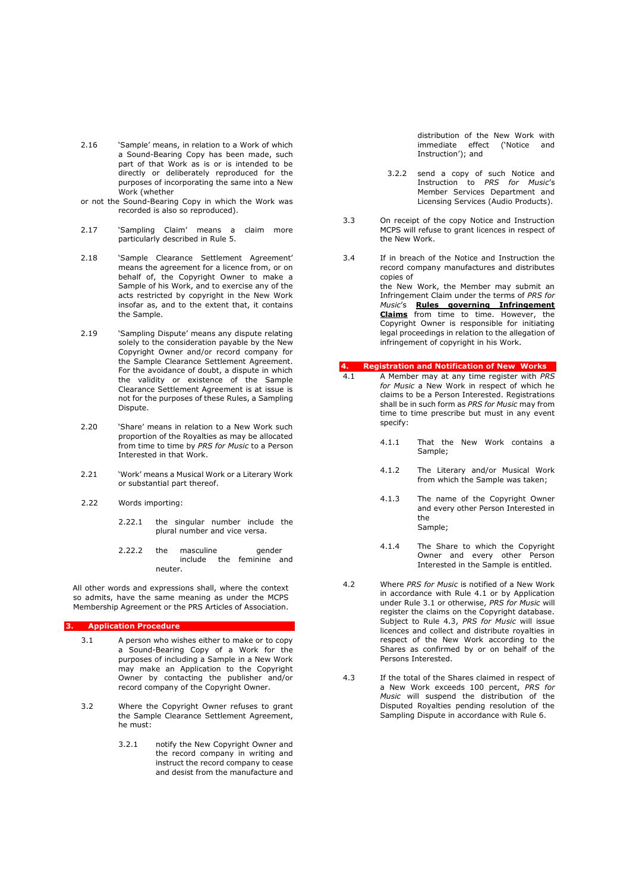2.16 'Sample' means, in relation to a Work of which a Sound-Bearing Copy has been made, such part of that Work as is or is intended to be directly or deliberately reproduced for the purposes of incorporating the same into a New Work (whether or not the Sound-Bearing Copy in which the Work was recorded is also so reproduced).

2.17 'Sampling Claim' means a claim more particularly described in Rule 5.

2.18 'Sample Clearance Settlement Agreement' means the agreement for a licence from, or on behalf of, the Copyright Owner to make a Sample of his Work, and to exercise any of the acts restricted by copyright in the New Work insofar as, and to the extent that, it contains the Sample.

2.19 'Sampling Dispute' means any dispute relating solely to the consideration payable by the New Copyright Owner and/or record company for the Sample Clearance Settlement Agreement. For the avoidance of doubt, a dispute in which the validity or existence of the Sample Clearance Settlement Agreement is at issue is not for the purposes of these Rules, a Sampling Dispute.

2.20 'Share' means in relation to a New Work such proportion of the Royalties as may be allocated from time to time by *PRS for Music* to a Person Interested in that Work.

2.21 'Work' means a Musical Work or a Literary Work or substantial part thereof.

2.22 Words importing:

2.22.1 the singular number include the plural number and vice versa.

2.22.2 the masculine gender include the feminine and neuter.

All other words and expressions shall, where the context so admits, have the same meaning as under the MCPS Membership Agreement or the PRS Articles of Association.

## 3. Application Procedure

3.1 A person who wishes either to make or to copy a Sound-Bearing Copy of a Work for the purposes of including a Sample in a New Work may make an Application to the Copyright Owner by contacting the publisher and/or record company of the Copyright Owner.

3.2 Where the Copyright Owner refuses to grant the Sample Clearance Settlement Agreement, he must:

3.2.1 notify the New Copyright Owner and the record company in writing and instruct the record company to cease and desist from the manufacture and distribution of the New Work with immediate effect ('Notice and Instruction'); and

3.2.2 send a copy of such Notice and Instruction to *PRS for Music*'s Member Services Department and Licensing Services (Audio Products).

3.3 On receipt of the copy Notice and Instruction MCPS will refuse to grant licences in respect of the New Work.

3.4 If in breach of the Notice and Instruction the record company manufactures and distributes copies of the New Work, the Member may submit an Infringement Claim under the terms of *PRS for Music*'s **Rules governing Infringement Claims** from time to time. However, the Copyright Owner is responsible for initiating legal proceedings in relation to the allegation of infringement of copyright in his Work.

## 4. Registration and Notification of New Works

4.1 A Member may at any time register with *PRS for Music* a New Work in respect of which he claims to be a Person Interested. Registrations shall be in such form as *PRS for Music* may from time to time prescribe but must in any event specify:

4.1.1 That the New Work contains a Sample;

4.1.2 The Literary and/or Musical Work from which the Sample was taken;

4.1.3 The name of the Copyright Owner and every other Person Interested in the Sample;

4.1.4 The Share to which the Copyright Owner and every other Person Interested in the Sample is entitled.

4.2 Where *PRS for Music* is notified of a New Work in accordance with Rule 4.1 or by Application under Rule 3.1 or otherwise, *PRS for Music* will register the claims on the Copyright database. Subject to Rule 4.3, *PRS for Music* will issue licences and collect and distribute royalties in respect of the New Work according to the Shares as confirmed by or on behalf of the Persons Interested.

4.3 If the total of the Shares claimed in respect of a New Work exceeds 100 percent, *PRS for Music* will suspend the distribution of the Disputed Royalties pending resolution of the Sampling Dispute in accordance with Rule 6.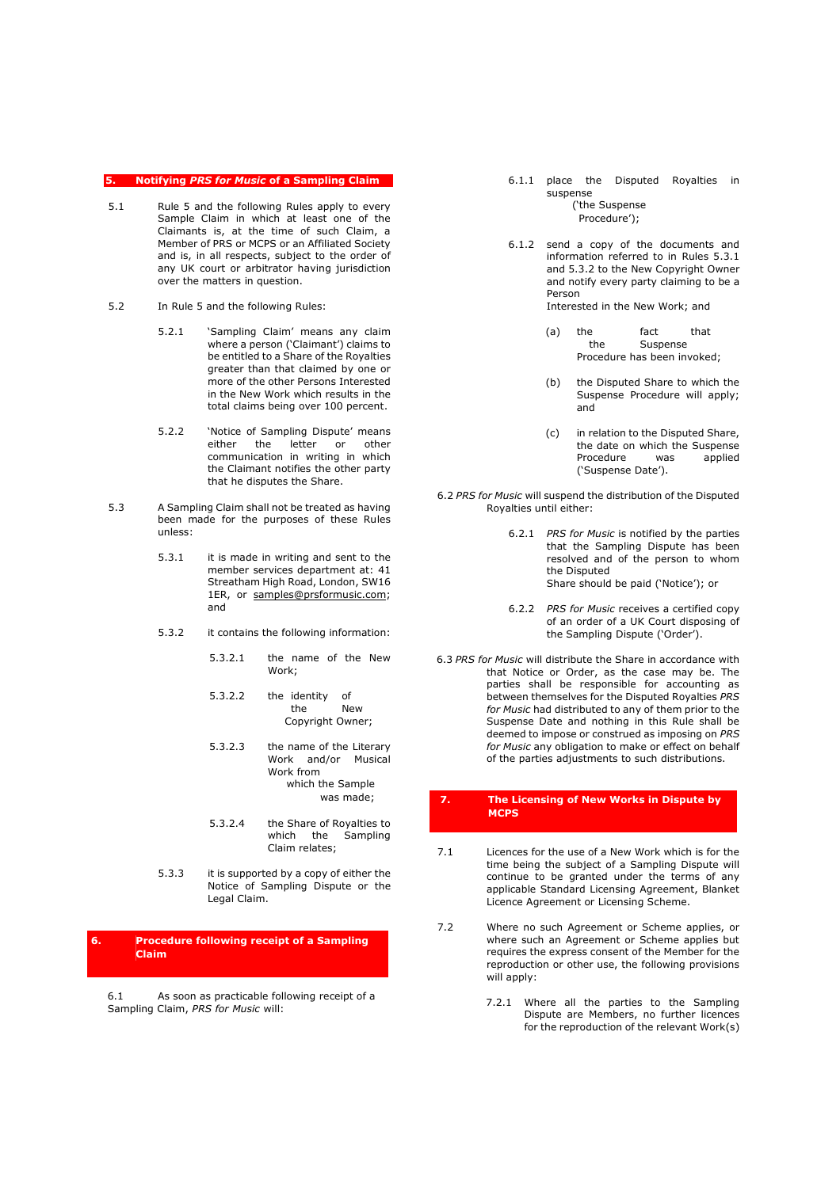## 5. Notifying *PRS for Music* of a Sampling Claim

5.1 Rule 5 and the following Rules apply to every Sample Claim in which at least one of the Claimants is, at the time of such Claim, a Member of PRS or MCPS or an Affiliated Society and is, in all respects, subject to the order of any UK court or arbitrator having jurisdiction over the matters in question.

5.2 In Rule 5 and the following Rules:

5.2.1 'Sampling Claim' means any claim where a person ('Claimant') claims to be entitled to a Share of the Royalties greater than that claimed by one or more of the other Persons Interested in the New Work which results in the total claims being over 100 percent.

5.2.2 'Notice of Sampling Dispute' means either the letter or other communication in writing in which the Claimant notifies the other party that he disputes the Share.

5.3 A Sampling Claim shall not be treated as having been made for the purposes of these Rules unless:

5.3.1 it is made in writing and sent to the member services department at: 41 Streatham High Road, London, SW16 1ER, or samples@prsformusic.com; and

5.3.2 it contains the following information:

5.3.2.1 the name of the New Work;

5.3.2.2 the identity of the New Copyright Owner;

5.3.2.3 the name of the Literary Work and/or Musical Work from which the Sample was made;

5.3.2.4 the Share of Royalties to which the Sampling Claim relates;

5.3.3 it is supported by a copy of either the Notice of Sampling Dispute or the Legal Claim.

## 6. Procedure following receipt of a Sampling Claim

6.1 As soon as practicable following receipt of a Sampling Claim, *PRS for Music* will:

6.1.1 place the Disputed Royalties in suspense ('the Suspense Procedure');

6.1.2 send a copy of the documents and information referred to in Rules 5.3.1 and 5.3.2 to the New Copyright Owner and notify every party claiming to be a Person Interested in the New Work; and

(a) the fact that the Suspense Procedure has been invoked;

(b) the Disputed Share to which the Suspense Procedure will apply; and

(c) in relation to the Disputed Share, the date on which the Suspense Procedure was applied ('Suspense Date').

6.2 *PRS for Music* will suspend the distribution of the Disputed Royalties until either:

6.2.1 *PRS for Music* is notified by the parties that the Sampling Dispute has been resolved and of the person to whom the Disputed Share should be paid ('Notice'); or

6.2.2 *PRS for Music* receives a certified copy of an order of a UK Court disposing of the Sampling Dispute ('Order').

6.3 *PRS for Music* will distribute the Share in accordance with that Notice or Order, as the case may be. The parties shall be responsible for accounting as between themselves for the Disputed Royalties *PRS for Music* had distributed to any of them prior to the Suspense Date and nothing in this Rule shall be deemed to impose or construed as imposing on *PRS for Music* any obligation to make or effect on behalf of the parties adjustments to such distributions.

## 7. The Licensing of New Works in Dispute by MCPS

7.1 Licences for the use of a New Work which is for the time being the subject of a Sampling Dispute will continue to be granted under the terms of any applicable Standard Licensing Agreement, Blanket Licence Agreement or Licensing Scheme.

7.2 Where no such Agreement or Scheme applies, or where such an Agreement or Scheme applies but requires the express consent of the Member for the reproduction or other use, the following provisions will apply:

7.2.1 Where all the parties to the Sampling Dispute are Members, no further licences for the reproduction of the relevant Work(s)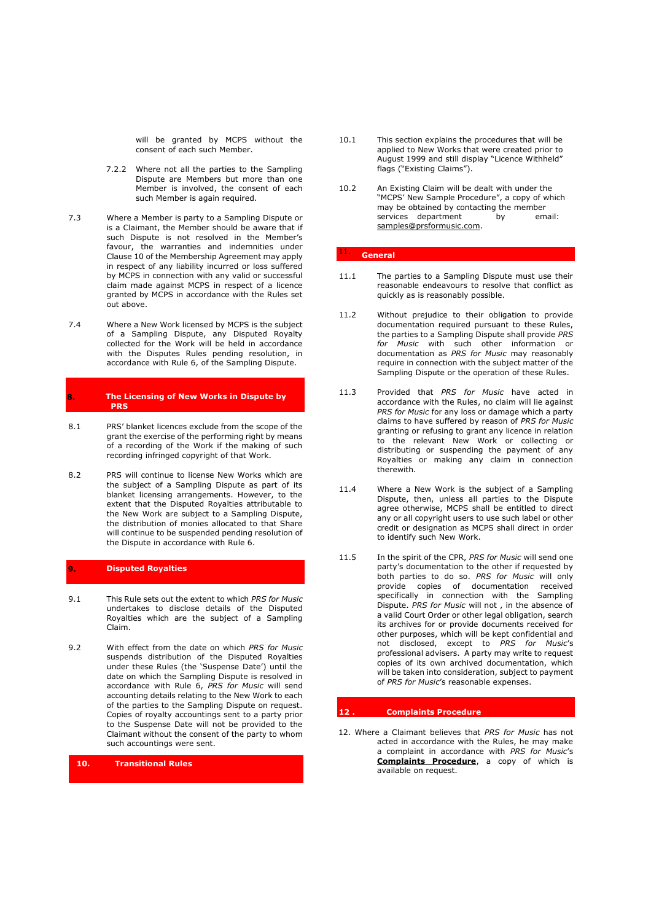will be granted by MCPS without the consent of each such Member.

7.2.2 Where not all the parties to the Sampling Dispute are Members but more than one Member is involved, the consent of each such Member is again required.

7.3 Where a Member is party to a Sampling Dispute or is a Claimant, the Member should be aware that if such Dispute is not resolved in the Member's favour, the warranties and indemnities under Clause 10 of the Membership Agreement may apply in respect of any liability incurred or loss suffered by MCPS in connection with any valid or successful claim made against MCPS in respect of a licence granted by MCPS in accordance with the Rules set out above.

7.4 Where a New Work licensed by MCPS is the subject of a Sampling Dispute, any Disputed Royalty collected for the Work will be held in accordance with the Disputes Rules pending resolution, in accordance with Rule 6, of the Sampling Dispute.

## 8. The Licensing of New Works in Dispute by PRS

8.1 PRS' blanket licences exclude from the scope of the grant the exercise of the performing right by means of a recording of the Work if the making of such recording infringed copyright of that Work.

8.2 PRS will continue to license New Works which are the subject of a Sampling Dispute as part of its blanket licensing arrangements. However, to the extent that the Disputed Royalties attributable to the New Work are subject to a Sampling Dispute, the distribution of monies allocated to that Share will continue to be suspended pending resolution of the Dispute in accordance with Rule 6.

## 9. Disputed Royalties

9.1 This Rule sets out the extent to which *PRS for Music* undertakes to disclose details of the Disputed Royalties which are the subject of a Sampling Claim.

9.2 With effect from the date on which *PRS for Music* suspends distribution of the Disputed Royalties under these Rules (the 'Suspense Date') until the date on which the Sampling Dispute is resolved in accordance with Rule 6, *PRS for Music* will send accounting details relating to the New Work to each of the parties to the Sampling Dispute on request. Copies of royalty accountings sent to a party prior to the Suspense Date will not be provided to the Claimant without the consent of the party to whom such accountings were sent.

## 10. Transitional Rules

10.1 This section explains the procedures that will be applied to New Works that were created prior to August 1999 and still display "Licence Withheld" flags ("Existing Claims").

10.2 An Existing Claim will be dealt with under the "MCPS' New Sample Procedure", a copy of which may be obtained by contacting the member services department by email: samples@prsformusic.com.

## 11. General

11.1 The parties to a Sampling Dispute must use their reasonable endeavours to resolve that conflict as quickly as is reasonably possible.

11.2 Without prejudice to their obligation to provide documentation required pursuant to these Rules, the parties to a Sampling Dispute shall provide *PRS for Music* with such other information or documentation as *PRS for Music* may reasonably require in connection with the subject matter of the Sampling Dispute or the operation of these Rules.

11.3 Provided that *PRS for Music* have acted in accordance with the Rules, no claim will lie against *PRS for Music* for any loss or damage which a party claims to have suffered by reason of *PRS for Music* granting or refusing to grant any licence in relation to the relevant New Work or collecting or distributing or suspending the payment of any Royalties or making any claim in connection therewith.

11.4 Where a New Work is the subject of a Sampling Dispute, then, unless all parties to the Dispute agree otherwise, MCPS shall be entitled to direct any or all copyright users to use such label or other credit or designation as MCPS shall direct in order to identify such New Work.

11.5 In the spirit of the CPR, *PRS for Music* will send one party's documentation to the other if requested by both parties to do so. *PRS for Music* will only provide copies of documentation received specifically in connection with the Sampling Dispute. *PRS for Music* will not , in the absence of a valid Court Order or other legal obligation, search its archives for or provide documents received for other purposes, which will be kept confidential and not disclosed, except to *PRS for Music*'s professional advisers. A party may write to request copies of its own archived documentation, which will be taken into consideration, subject to payment of *PRS for Music*'s reasonable expenses.

## 12. Complaints Procedure

12. Where a Claimant believes that *PRS for Music* has not acted in accordance with the Rules, he may make a complaint in accordance with *PRS for Music*'s **Complaints Procedure**, a copy of which is available on request.